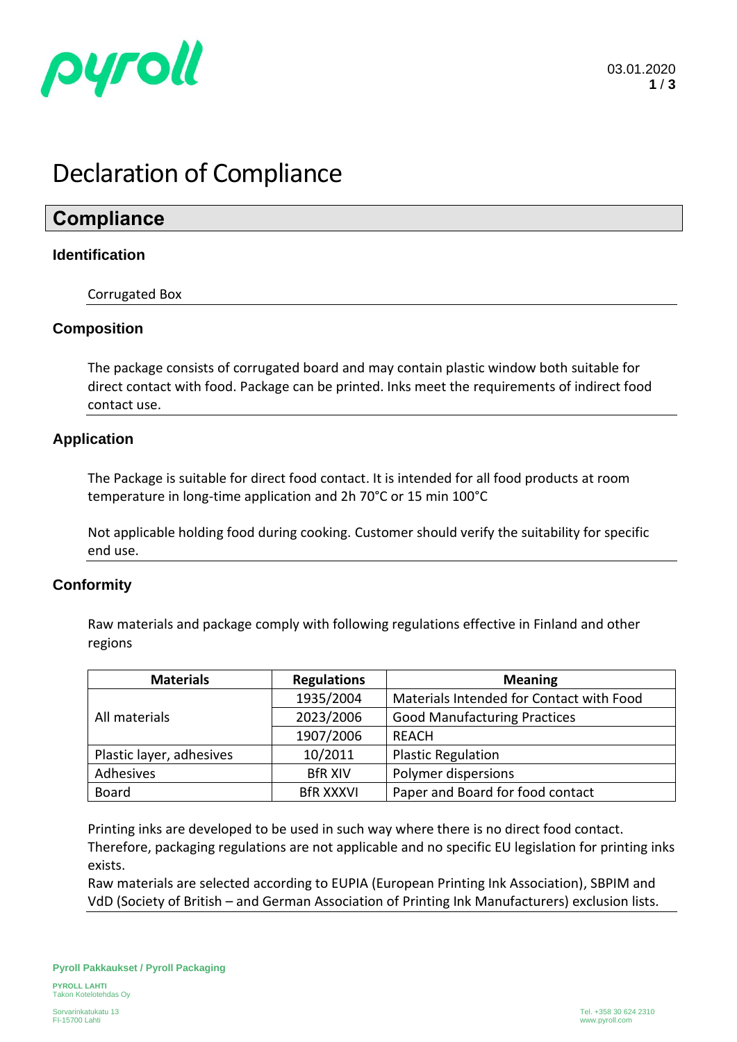# Declaration of Compliance

## Compliance

### Identification

Corrugated Box

### Composition

The package consists of corrugated board and may contain plastic window both suitable for direct contact with food. Package can be printed. Inks meet the requirements of indirect food contact use.

### Application

The Package is suitable for direct food contact. It is intended for all food products at room temperature in long-time application and 2h 70°C or 15 min 100°C

Not applicable holding food during cooking. Customer should verify the suitability for specific end use.

### Conformity

Raw materials and package comply with following regulations effective in Finland and other regions

| Materials | Regulations | Meaning |
| --- | --- | --- |
| All materials | 1935/2004 | Materials Intended for Contact with Food |
| | 2023/2006 | Good Manufacturing Practices |
| | 1907/2006 | REACH |
| Plastic layer, adhesives | 10/2011 | Plastic Regulation |
| Adhesives | BfR XIV | Polymer dispersions |
| Board | BfR XXXVI | Paper and Board for food contact |

Printing inks are developed to be used in such way where there is no direct food contact. Therefore, packaging regulations are not applicable and no specific EU legislation for printing inks exists.
Raw materials are selected according to EUPIA (European Printing Ink Association), SBPIM and VdD (Society of British – and German Association of Printing Ink Manufacturers) exclusion lists.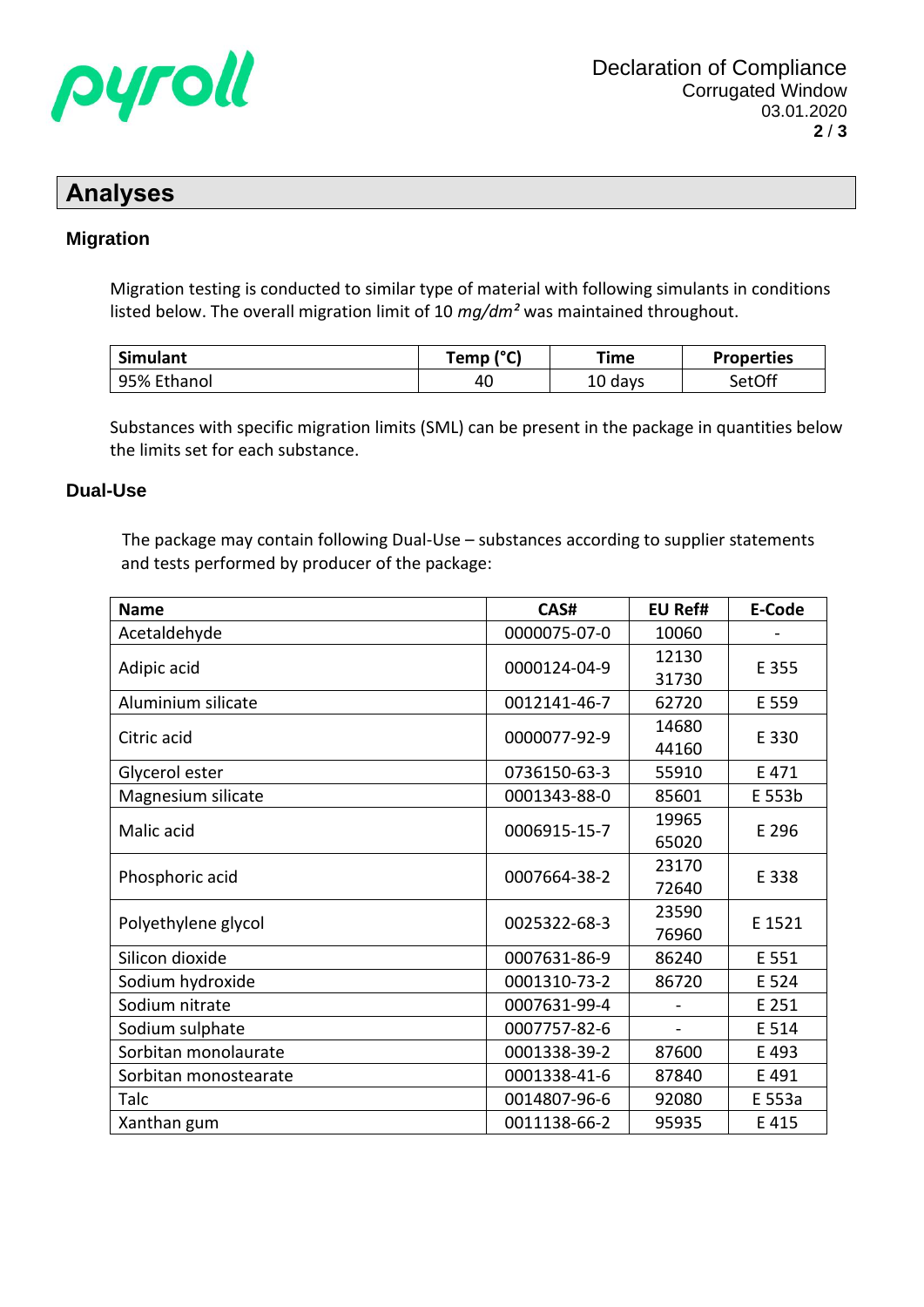## Analyses

### Migration

Migration testing is conducted to similar type of material with following simulants in conditions listed below. The overall migration limit of 10 *mg/dm²* was maintained throughout.

| Simulant | Temp (°C) | Time | Properties |
|---|---|---|---|
| 95% Ethanol | 40 | 10 days | SetOff |

Substances with specific migration limits (SML) can be present in the package in quantities below the limits set for each substance.

### Dual-Use

The package may contain following Dual-Use – substances according to supplier statements and tests performed by producer of the package:

| Name | CAS# | EU Ref# | E-Code |
|---|---|---|---|
| Acetaldehyde | 0000075-07-0 | 10060 | - |
| Adipic acid | 0000124-04-9 | 12130<br>31730 | E 355 |
| Aluminium silicate | 0012141-46-7 | 62720 | E 559 |
| Citric acid | 0000077-92-9 | 14680<br>44160 | E 330 |
| Glycerol ester | 0736150-63-3 | 55910 | E 471 |
| Magnesium silicate | 0001343-88-0 | 85601 | E 553b |
| Malic acid | 0006915-15-7 | 19965<br>65020 | E 296 |
| Phosphoric acid | 0007664-38-2 | 23170<br>72640 | E 338 |
| Polyethylene glycol | 0025322-68-3 | 23590<br>76960 | E 1521 |
| Silicon dioxide | 0007631-86-9 | 86240 | E 551 |
| Sodium hydroxide | 0001310-73-2 | 86720 | E 524 |
| Sodium nitrate | 0007631-99-4 | - | E 251 |
| Sodium sulphate | 0007757-82-6 | - | E 514 |
| Sorbitan monolaurate | 0001338-39-2 | 87600 | E 493 |
| Sorbitan monostearate | 0001338-41-6 | 87840 | E 491 |
| Talc | 0014807-96-6 | 92080 | E 553a |
| Xanthan gum | 0011138-66-2 | 95935 | E 415 |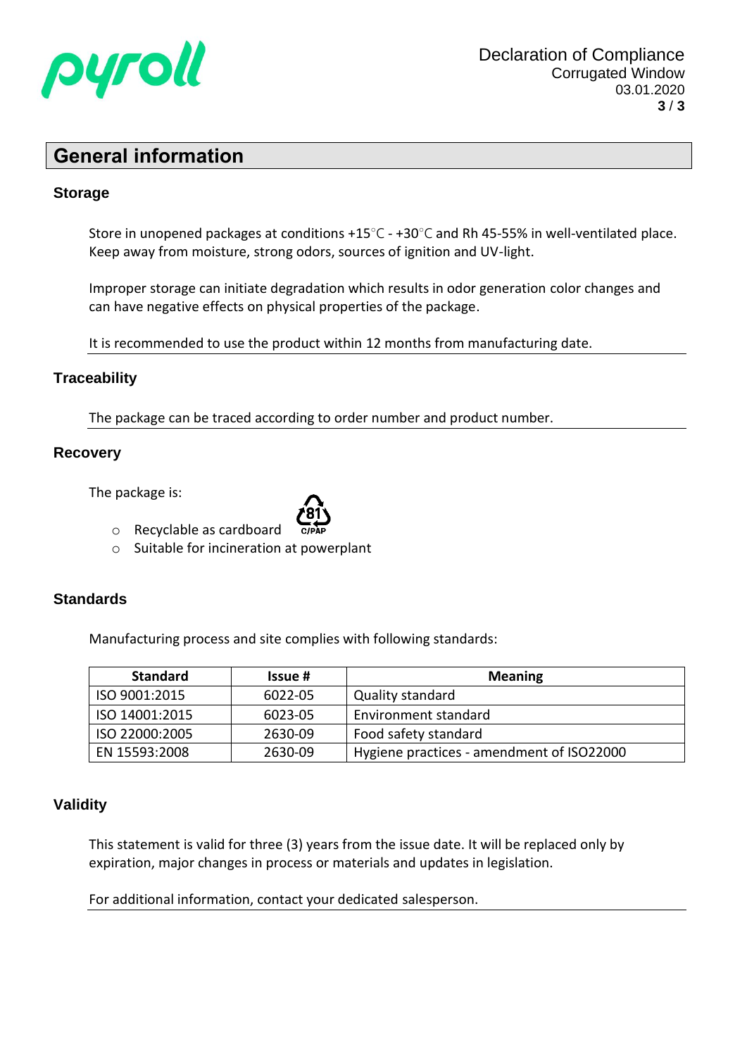# General information

## Storage

Store in unopened packages at conditions +15°C - +30°C and Rh 45-55% in well-ventilated place. Keep away from moisture, strong odors, sources of ignition and UV-light.

Improper storage can initiate degradation which results in odor generation color changes and can have negative effects on physical properties of the package.

It is recommended to use the product within 12 months from manufacturing date.

## Traceability

The package can be traced according to order number and product number.

## Recovery

The package is:

- Recyclable as cardboard 81 C/PAP
- Suitable for incineration at powerplant

## Standards

Manufacturing process and site complies with following standards:

| Standard | Issue # | Meaning |
|---|---|---|
| ISO 9001:2015 | 6022-05 | Quality standard |
| ISO 14001:2015 | 6023-05 | Environment standard |
| ISO 22000:2005 | 2630-09 | Food safety standard |
| EN 15593:2008 | 2630-09 | Hygiene practices - amendment of ISO22000 |

## Validity

This statement is valid for three (3) years from the issue date. It will be replaced only by expiration, major changes in process or materials and updates in legislation.

For additional information, contact your dedicated salesperson.